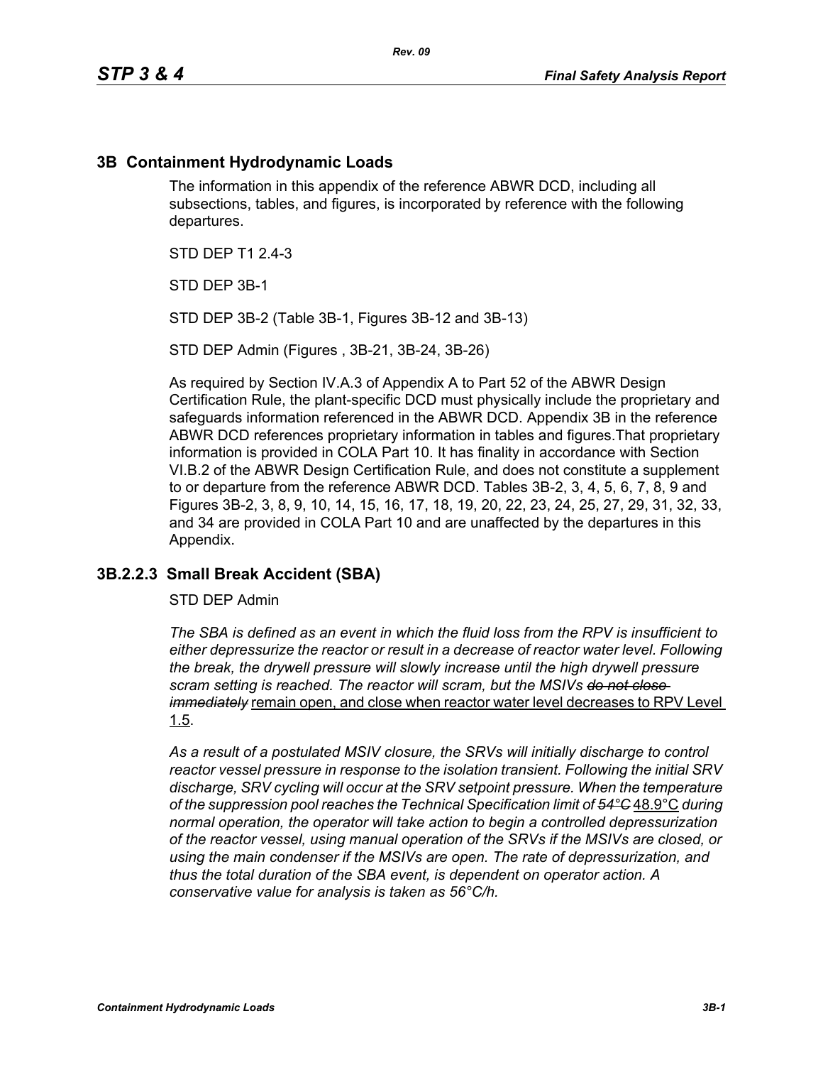## 3B Containment Hydrodynamic Loads

The information in this appendix of the reference ABWR DCD, including all subsections, tables, and figures, is incorporated by reference with the following departures.

STD DEP T1 2.4-3

STD DEP 3B-1

STD DEP 3B-2 (Table 3B-1, Figures 3B-12 and 3B-13)

STD DEP Admin (Figures , 3B-21, 3B-24, 3B-26)

As required by Section IV.A.3 of Appendix A to Part 52 of the ABWR Design Certification Rule, the plant-specific DCD must physically include the proprietary and safeguards information referenced in the ABWR DCD. Appendix 3B in the reference ABWR DCD references proprietary information in tables and figures.That proprietary information is provided in COLA Part 10. It has finality in accordance with Section VI.B.2 of the ABWR Design Certification Rule, and does not constitute a supplement to or departure from the reference ABWR DCD. Tables 3B-2, 3, 4, 5, 6, 7, 8, 9 and Figures 3B-2, 3, 8, 9, 10, 14, 15, 16, 17, 18, 19, 20, 22, 23, 24, 25, 27, 29, 31, 32, 33, and 34 are provided in COLA Part 10 and are unaffected by the departures in this Appendix.

### 3B.2.2.3 Small Break Accident (SBA)

STD DEP Admin

*The SBA is defined as an event in which the fluid loss from the RPV is insufficient to either depressurize the reactor or result in a decrease of reactor water level. Following the break, the drywell pressure will slowly increase until the high drywell pressure scram setting is reached. The reactor will scram, but the MSIVs ~~do not close immediately~~* remain open, and close when reactor water level decreases to RPV Level 1.5.

*As a result of a postulated MSIV closure, the SRVs will initially discharge to control reactor vessel pressure in response to the isolation transient. Following the initial SRV discharge, SRV cycling will occur at the SRV setpoint pressure. When the temperature of the suppression pool reaches the Technical Specification limit of ~~54°C~~* 48.9°C *during normal operation, the operator will take action to begin a controlled depressurization of the reactor vessel, using manual operation of the SRVs if the MSIVs are closed, or using the main condenser if the MSIVs are open. The rate of depressurization, and thus the total duration of the SBA event, is dependent on operator action. A conservative value for analysis is taken as 56°C/h.*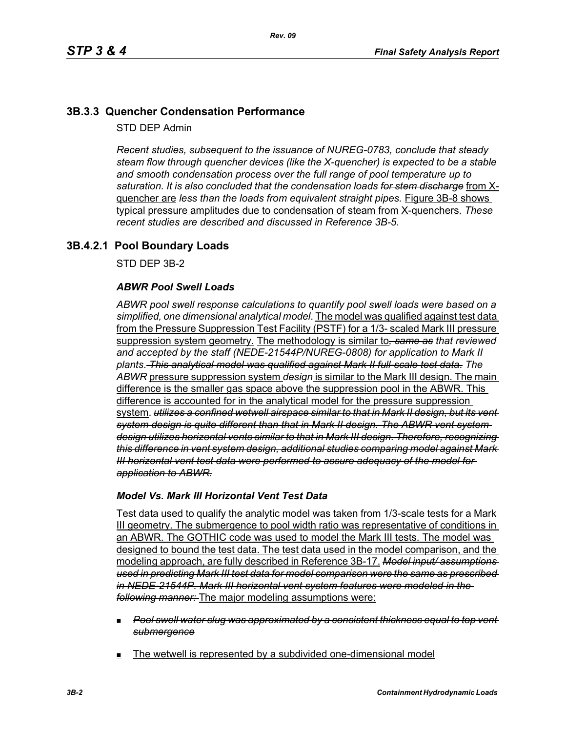## 3B.3.3 Quencher Condensation Performance

STD DEP Admin

*Recent studies, subsequent to the issuance of NUREG-0783, conclude that steady steam flow through quencher devices (like the X-quencher) is expected to be a stable and smooth condensation process over the full range of pool temperature up to saturation. It is also concluded that the condensation loads* ~~*for stem discharge*~~ from X-quencher are *less than the loads from equivalent straight pipes.* Figure 3B-8 shows typical pressure amplitudes due to condensation of steam from X-quenchers. *These recent studies are described and discussed in Reference 3B-5.*

## 3B.4.2.1 Pool Boundary Loads

STD DEP 3B-2

### *ABWR Pool Swell Loads*

*ABWR pool swell response calculations to quantify pool swell loads were based on a simplified, one dimensional analytical model*. The model was qualified against test data from the Pressure Suppression Test Facility (PSTF) for a 1/3- scaled Mark III pressure suppression system geometry. The methodology is similar to~~*, same as*~~ *that reviewed and accepted by the staff (NEDE-21544P/NUREG-0808) for application to Mark II plants*. ~~*This analytical model was qualified against Mark II full-scale test data.*~~ *The ABWR* pressure suppression system *design* is similar to the Mark III design. The main difference is the smaller gas space above the suppression pool in the ABWR. This difference is accounted for in the analytical model for the pressure suppression system. ~~*utilizes a confined wetwell airspace similar to that in Mark II design, but its vent system design is quite different than that in Mark II design. The ABWR vent system design utilizes horizontal vents similar to that in Mark III design. Therefore, recognizing this difference in vent system design, additional studies comparing model against Mark III horizontal vent test data were performed to assure adequacy of the model for application to ABWR.*~~

### *Model Vs. Mark III Horizontal Vent Test Data*

Test data used to qualify the analytic model was taken from 1/3-scale tests for a Mark III geometry. The submergence to pool width ratio was representative of conditions in an ABWR. The GOTHIC code was used to model the Mark III tests. The model was designed to bound the test data. The test data used in the model comparison, and the modeling approach, are fully described in Reference 3B-17. ~~*Model input/ assumptions used in predicting Mark III test data for model comparison were the same as prescribed in NEDE-21544P. Mark III horizontal vent system features were modeled in the following manner:*~~ The major modeling assumptions were:

- ~~*Pool swell water slug was approximated by a consistent thickness equal to top vent submergence*~~
- The wetwell is represented by a subdivided one-dimensional model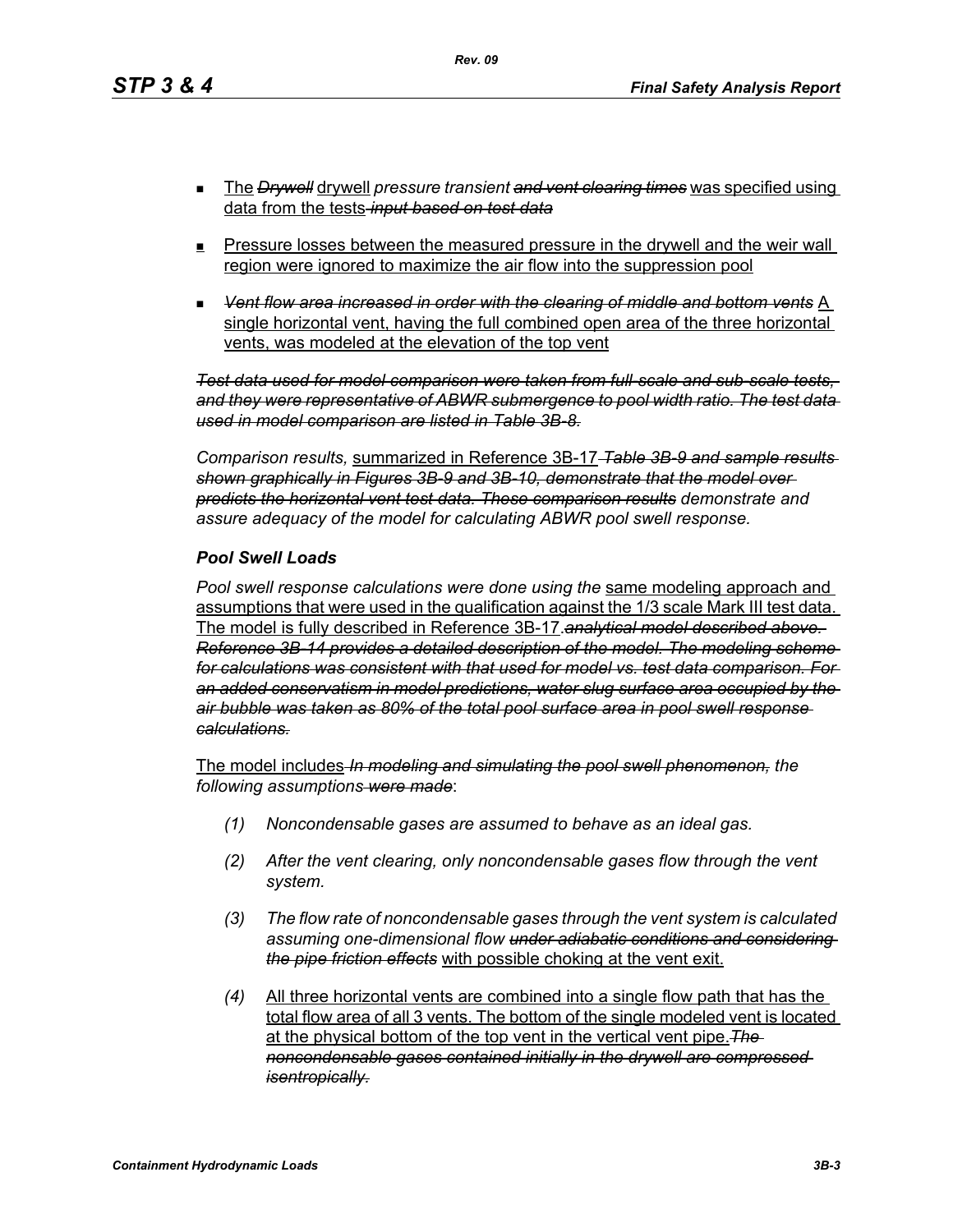- The ~~*Drywell*~~ drywell *pressure transient* ~~*and vent clearing times*~~ was specified using data from the tests ~~*input based on test data*~~
- Pressure losses between the measured pressure in the drywell and the weir wall region were ignored to maximize the air flow into the suppression pool
- ~~*Vent flow area increased in order with the clearing of middle and bottom vents*~~ A single horizontal vent, having the full combined open area of the three horizontal vents, was modeled at the elevation of the top vent

~~*Test data used for model comparison were taken from full-scale and sub-scale tests, and they were representative of ABWR submergence to pool width ratio. The test data used in model comparison are listed in Table 3B-8.*~~

*Comparison results,* summarized in Reference 3B-17 ~~*Table 3B-9 and sample results shown graphically in Figures 3B-9 and 3B-10, demonstrate that the model over predicts the horizontal vent test data. These comparison results*~~ *demonstrate and assure adequacy of the model for calculating ABWR pool swell response.*

### *Pool Swell Loads*

*Pool swell response calculations were done using the* same modeling approach and assumptions that were used in the qualification against the 1/3 scale Mark III test data. The model is fully described in Reference 3B-17. ~~*analytical model described above. Reference 3B-14 provides a detailed description of the model. The modeling scheme for calculations was consistent with that used for model vs. test data comparison. For an added conservatism in model predictions, water slug surface area occupied by the air bubble was taken as 80% of the total pool surface area in pool swell response calculations.*~~

The model includes ~~*In modeling and simulating the pool swell phenomenon,*~~ *the following assumptions* ~~*were made*~~:

*(1)* *Noncondensable gases are assumed to behave as an ideal gas.*

*(2)* *After the vent clearing, only noncondensable gases flow through the vent system.*

*(3)* *The flow rate of noncondensable gases through the vent system is calculated assuming one-dimensional flow* ~~*under adiabatic conditions and considering the pipe friction effects*~~ with possible choking at the vent exit.

*(4)* All three horizontal vents are combined into a single flow path that has the total flow area of all 3 vents. The bottom of the single modeled vent is located at the physical bottom of the top vent in the vertical vent pipe. ~~*The noncondensable gases contained initially in the drywell are compressed isentropically.*~~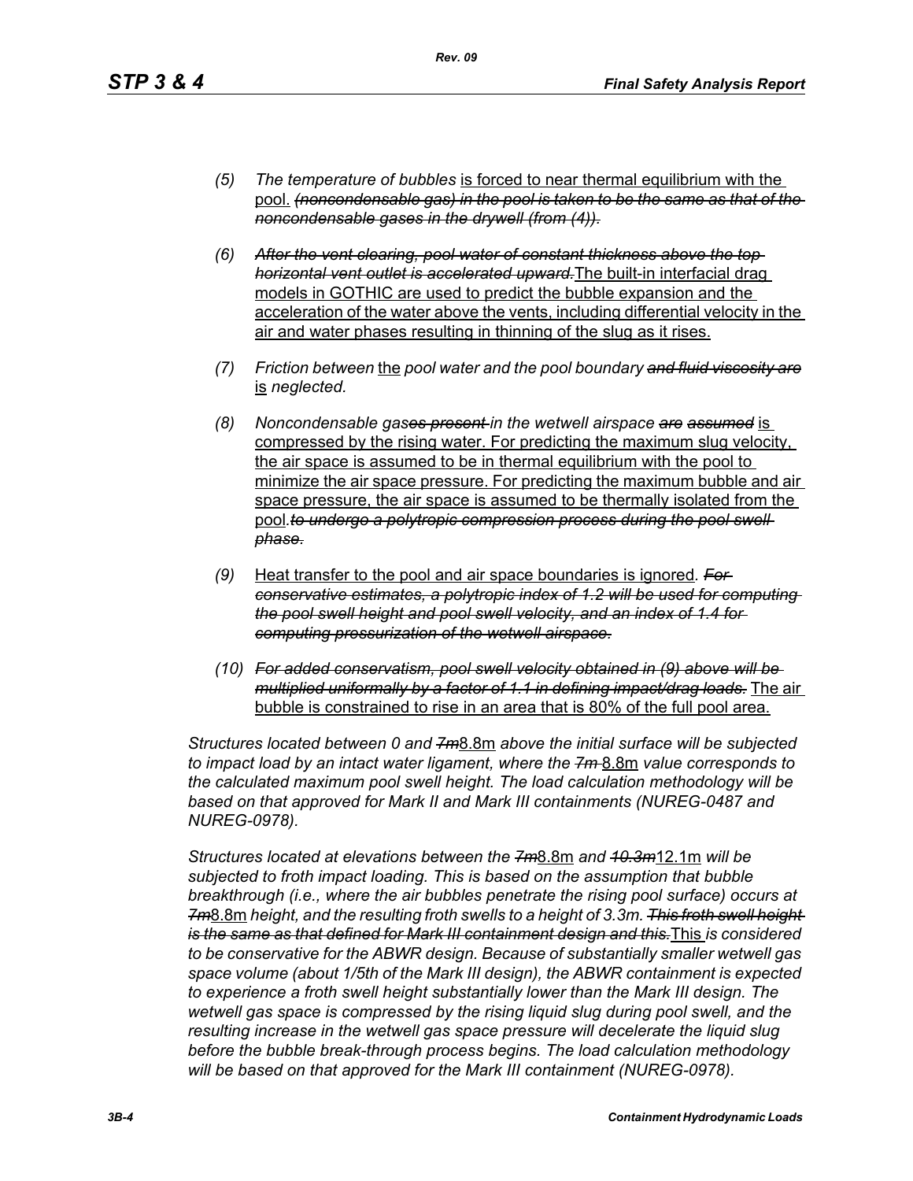(5) *The temperature of bubbles* is forced to near thermal equilibrium with the pool. ~~*(noncondensable gas) in the pool is taken to be the same as that of the noncondensable gases in the drywell (from (4)).*~~

(6) ~~*After the vent clearing, pool water of constant thickness above the top horizontal vent outlet is accelerated upward.*~~The built-in interfacial drag models in GOTHIC are used to predict the bubble expansion and the acceleration of the water above the vents, including differential velocity in the air and water phases resulting in thinning of the slug as it rises.

(7) *Friction between* the *pool water and the pool boundary* ~~*and fluid viscosity are*~~ is *neglected.*

(8) *Noncondensable gas*~~*es present*~~ *in the wetwell airspace* ~~*are assumed*~~ is compressed by the rising water. For predicting the maximum slug velocity, the air space is assumed to be in thermal equilibrium with the pool to minimize the air space pressure. For predicting the maximum bubble and air space pressure, the air space is assumed to be thermally isolated from the pool.~~*to undergo a polytropic compression process during the pool swell phase.*~~

(9) Heat transfer to the pool and air space boundaries is ignored. ~~*For conservative estimates, a polytropic index of 1.2 will be used for computing the pool swell height and pool swell velocity, and an index of 1.4 for computing pressurization of the wetwell airspace.*~~

(10) ~~*For added conservatism, pool swell velocity obtained in (9) above will be multiplied uniformly by a factor of 1.1 in defining impact/drag loads.*~~ The air bubble is constrained to rise in an area that is 80% of the full pool area.

*Structures located between 0 and* ~~*7m*~~8.8m *above the initial surface will be subjected to impact load by an intact water ligament, where the* ~~*7m*~~ 8.8m *value corresponds to the calculated maximum pool swell height. The load calculation methodology will be based on that approved for Mark II and Mark III containments (NUREG-0487 and NUREG-0978).*

*Structures located at elevations between the* ~~*7m*~~8.8m *and* ~~*10.3m*~~12.1m *will be subjected to froth impact loading. This is based on the assumption that bubble breakthrough (i.e., where the air bubbles penetrate the rising pool surface) occurs at* ~~*7m*~~8.8m *height, and the resulting froth swells to a height of 3.3m.* ~~*This froth swell height is the same as that defined for Mark III containment design and this.*~~This *is considered to be conservative for the ABWR design. Because of substantially smaller wetwell gas space volume (about 1/5th of the Mark III design), the ABWR containment is expected to experience a froth swell height substantially lower than the Mark III design. The wetwell gas space is compressed by the rising liquid slug during pool swell, and the resulting increase in the wetwell gas space pressure will decelerate the liquid slug before the bubble break-through process begins. The load calculation methodology will be based on that approved for the Mark III containment (NUREG-0978).*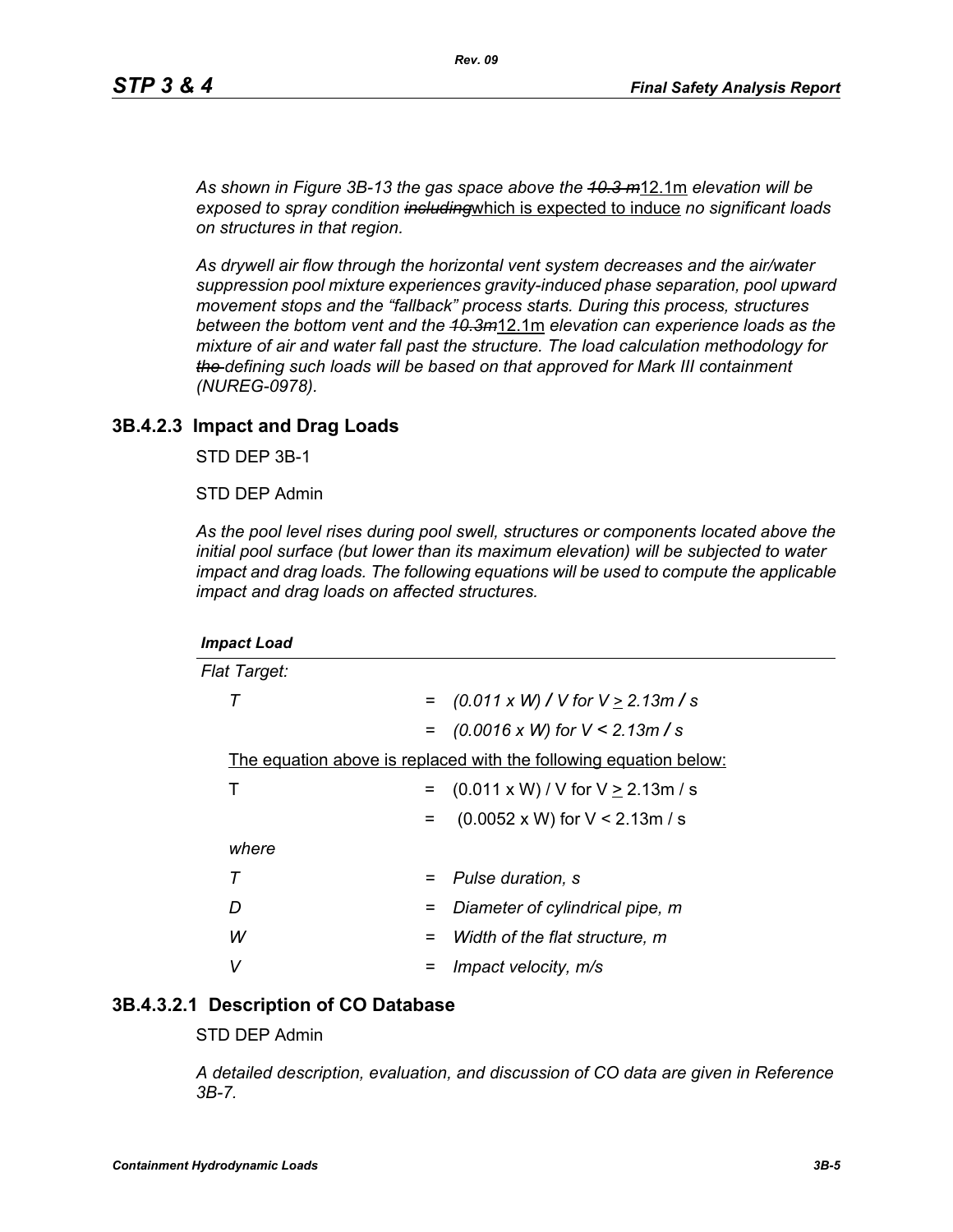*As shown in Figure 3B-13 the gas space above the ~~10.3 m~~12.1m elevation will be exposed to spray condition ~~including~~which is expected to induce no significant loads on structures in that region.*

*As drywell air flow through the horizontal vent system decreases and the air/water suppression pool mixture experiences gravity-induced phase separation, pool upward movement stops and the "fallback" process starts. During this process, structures between the bottom vent and the ~~10.3m~~12.1m elevation can experience loads as the mixture of air and water fall past the structure. The load calculation methodology for ~~the~~ defining such loads will be based on that approved for Mark III containment (NUREG-0978).*

### 3B.4.2.3 Impact and Drag Loads

STD DEP 3B-1

STD DEP Admin

*As the pool level rises during pool swell, structures or components located above the initial pool surface (but lower than its maximum elevation) will be subjected to water impact and drag loads. The following equations will be used to compute the applicable impact and drag loads on affected structures.*

***Impact Load***

*Flat Target:*

| | | |
|---|---|---|
| $T$ | = | $(0.011 \times W) / V$ for $V \geq 2.13 m/s$ |
| | = | $(0.0016 \times W)$ for $V < 2.13 m/s$ |

The equation above is replaced with the following equation below:

| | | |
|---|---|---|
| $T$ | = | $(0.011 \times W) / V$ for $V \geq 2.13 m/s$ |
| | = | $(0.0052 \times W)$ for $V < 2.13 m/s$ |

*where*

| | | |
|---|---|---|
| $T$ | = | Pulse duration, s |
| $D$ | = | Diameter of cylindrical pipe, m |
| $W$ | = | Width of the flat structure, m |
| $V$ | = | Impact velocity, m/s |

### 3B.4.3.2.1 Description of CO Database

STD DEP Admin

*A detailed description, evaluation, and discussion of CO data are given in Reference 3B-7.*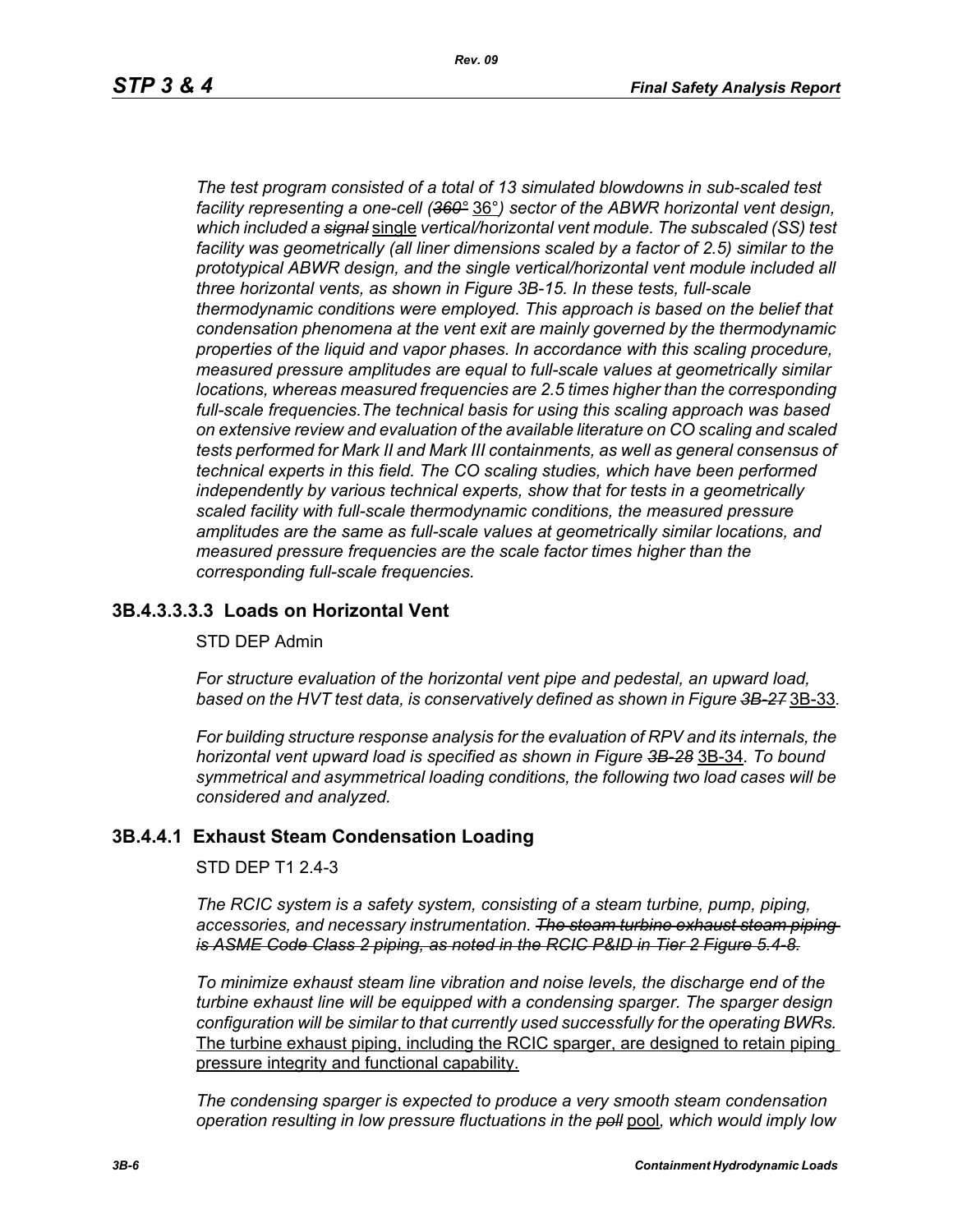*The test program consisted of a total of 13 simulated blowdowns in sub-scaled test facility representing a one-cell (~~360°~~ 36°) sector of the ABWR horizontal vent design, which included a ~~signal~~ single vertical/horizontal vent module. The subscaled (SS) test facility was geometrically (all liner dimensions scaled by a factor of 2.5) similar to the prototypical ABWR design, and the single vertical/horizontal vent module included all three horizontal vents, as shown in Figure 3B-15. In these tests, full-scale thermodynamic conditions were employed. This approach is based on the belief that condensation phenomena at the vent exit are mainly governed by the thermodynamic properties of the liquid and vapor phases. In accordance with this scaling procedure, measured pressure amplitudes are equal to full-scale values at geometrically similar locations, whereas measured frequencies are 2.5 times higher than the corresponding full-scale frequencies.The technical basis for using this scaling approach was based on extensive review and evaluation of the available literature on CO scaling and scaled tests performed for Mark II and Mark III containments, as well as general consensus of technical experts in this field. The CO scaling studies, which have been performed independently by various technical experts, show that for tests in a geometrically scaled facility with full-scale thermodynamic conditions, the measured pressure amplitudes are the same as full-scale values at geometrically similar locations, and measured pressure frequencies are the scale factor times higher than the corresponding full-scale frequencies.*

### 3B.4.3.3.3.3 Loads on Horizontal Vent

STD DEP Admin

*For structure evaluation of the horizontal vent pipe and pedestal, an upward load, based on the HVT test data, is conservatively defined as shown in Figure ~~3B-27~~* 3B-33*.*

*For building structure response analysis for the evaluation of RPV and its internals, the horizontal vent upward load is specified as shown in Figure ~~3B-28~~* 3B-34*. To bound symmetrical and asymmetrical loading conditions, the following two load cases will be considered and analyzed.*

### 3B.4.4.1 Exhaust Steam Condensation Loading

STD DEP T1 2.4-3

*The RCIC system is a safety system, consisting of a steam turbine, pump, piping, accessories, and necessary instrumentation. ~~The steam turbine exhaust steam piping is ASME Code Class 2 piping, as noted in the RCIC P&ID in Tier 2 Figure 5.4-8.~~*

*To minimize exhaust steam line vibration and noise levels, the discharge end of the turbine exhaust line will be equipped with a condensing sparger. The sparger design configuration will be similar to that currently used successfully for the operating BWRs.* The turbine exhaust piping, including the RCIC sparger, are designed to retain piping pressure integrity and functional capability.

*The condensing sparger is expected to produce a very smooth steam condensation operation resulting in low pressure fluctuations in the ~~poll~~* pool*, which would imply low*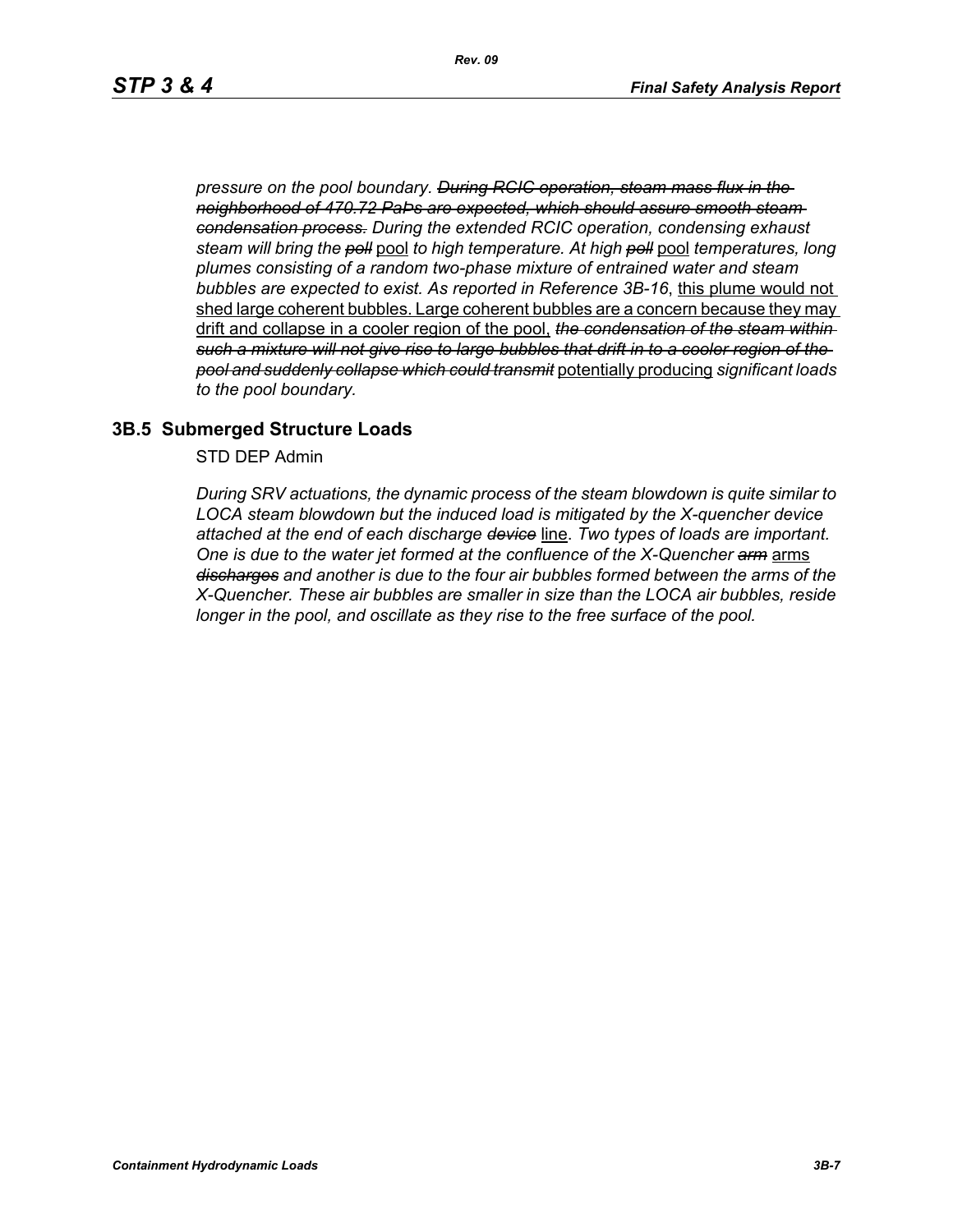*pressure on the pool boundary.* ~~*During RCIC operation, steam mass flux in the neighborhood of 470.72 PaPs are expected, which should assure smooth steam condensation process.*~~ *During the extended RCIC operation, condensing exhaust steam will bring the* ~~*poll*~~ pool *to high temperature. At high* ~~*poll*~~ pool *temperatures, long plumes consisting of a random two-phase mixture of entrained water and steam bubbles are expected to exist. As reported in Reference 3B-16*, <u>this plume would not shed large coherent bubbles. Large coherent bubbles are a concern because they may drift and collapse in a cooler region of the pool,</u> ~~*the condensation of the steam within such a mixture will not give rise to large bubbles that drift in to a cooler region of the pool and suddenly collapse which could transmit*~~ <u>potentially producing</u> *significant loads to the pool boundary.*

## 3B.5 Submerged Structure Loads

STD DEP Admin

*During SRV actuations, the dynamic process of the steam blowdown is quite similar to LOCA steam blowdown but the induced load is mitigated by the X-quencher device attached at the end of each discharge* ~~*device*~~ <u>line</u>. *Two types of loads are important. One is due to the water jet formed at the confluence of the X-Quencher* ~~*arm*~~ <u>arms</u> ~~*discharges*~~ *and another is due to the four air bubbles formed between the arms of the X-Quencher. These air bubbles are smaller in size than the LOCA air bubbles, reside longer in the pool, and oscillate as they rise to the free surface of the pool.*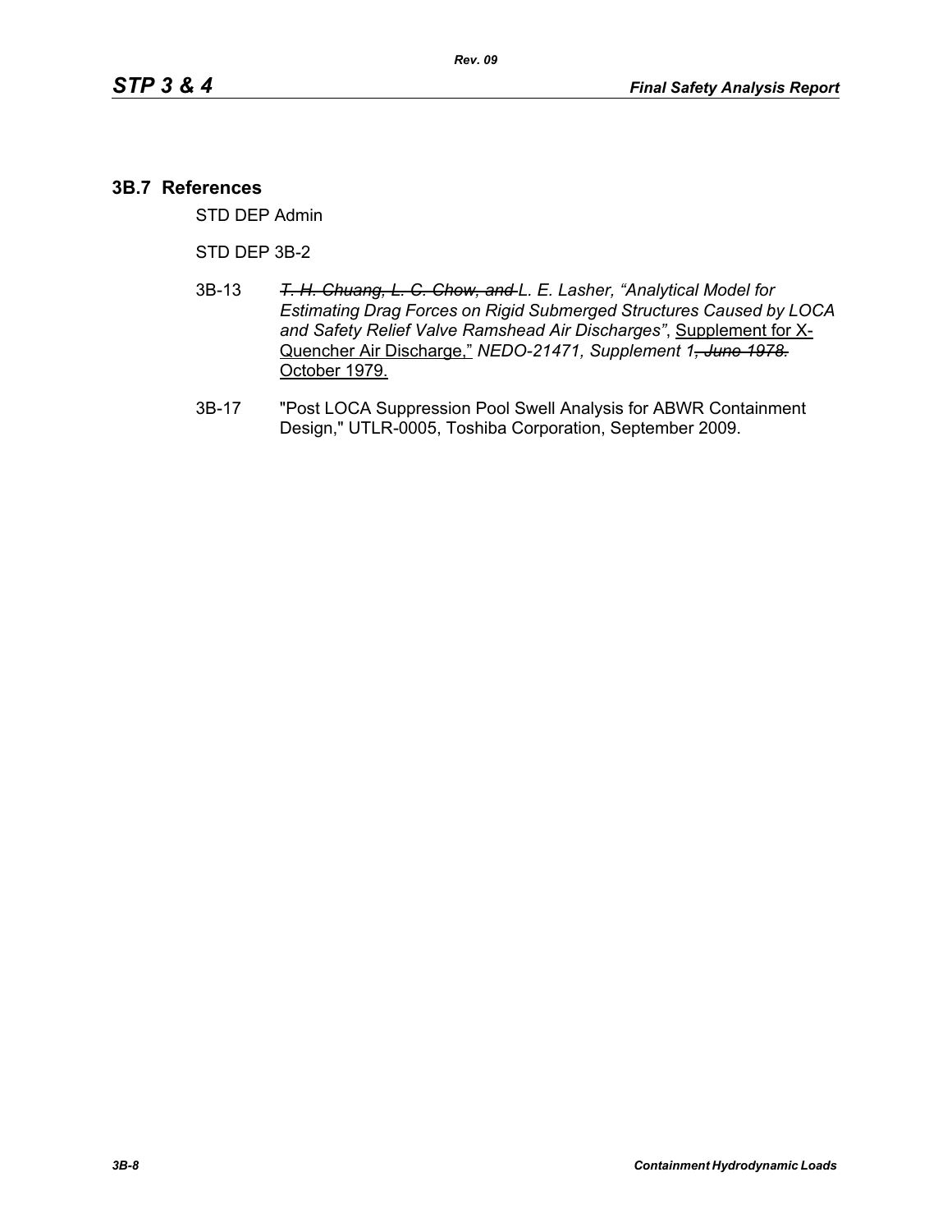## 3B.7 References

STD DEP Admin

STD DEP 3B-2

3B-13 *~~T. H. Chuang, L. C. Chow, and~~ L. E. Lasher, "Analytical Model for Estimating Drag Forces on Rigid Submerged Structures Caused by LOCA and Safety Relief Valve Ramshead Air Discharges"*, <u>Supplement for X-Quencher Air Discharge,"</u> *NEDO-21471, Supplement 1~~, June 1978.~~* <u>October 1979.</u>

3B-17 "Post LOCA Suppression Pool Swell Analysis for ABWR Containment Design," UTLR-0005, Toshiba Corporation, September 2009.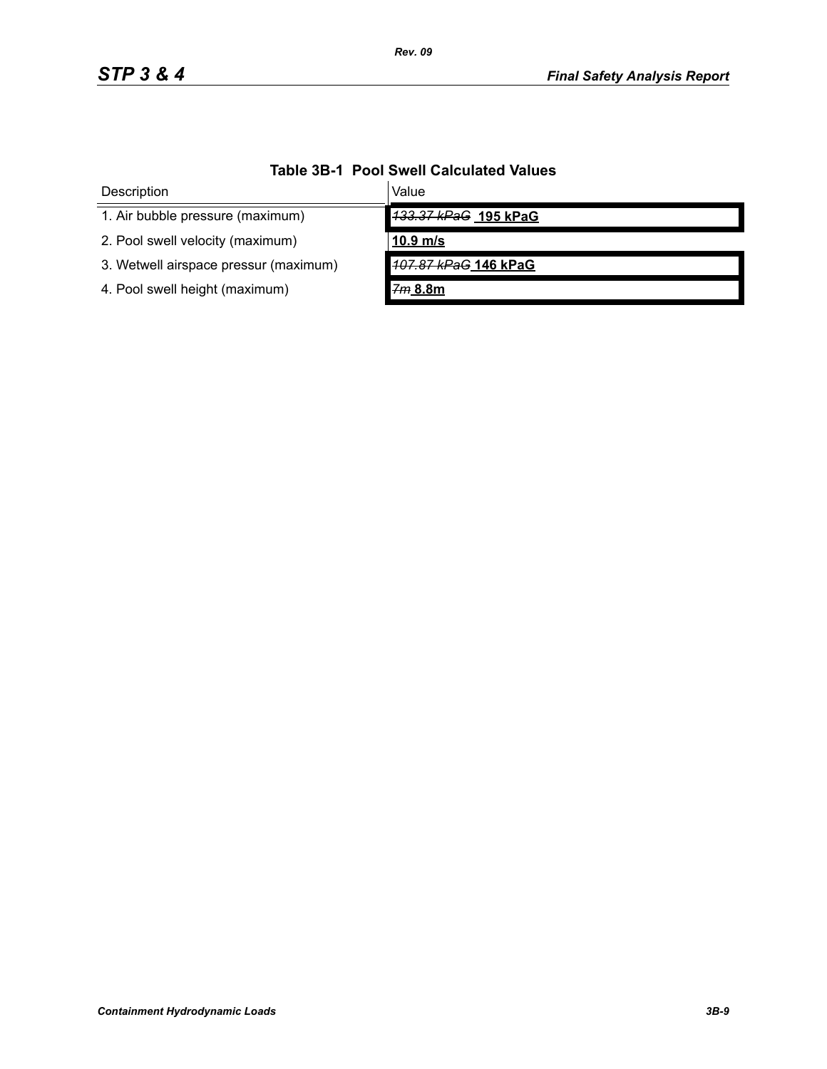**Table 3B-1 Pool Swell Calculated Values**

| Description | Value |
|---|---|
| 1. Air bubble pressure (maximum) | ~~133.37 kPaG~~ **195 kPaG** |
| 2. Pool swell velocity (maximum) | **10.9 m/s** |
| 3. Wetwell airspace pressur (maximum) | ~~107.87 kPaG~~ **146 kPaG** |
| 4. Pool swell height (maximum) | ~~7m~~ **8.8m** |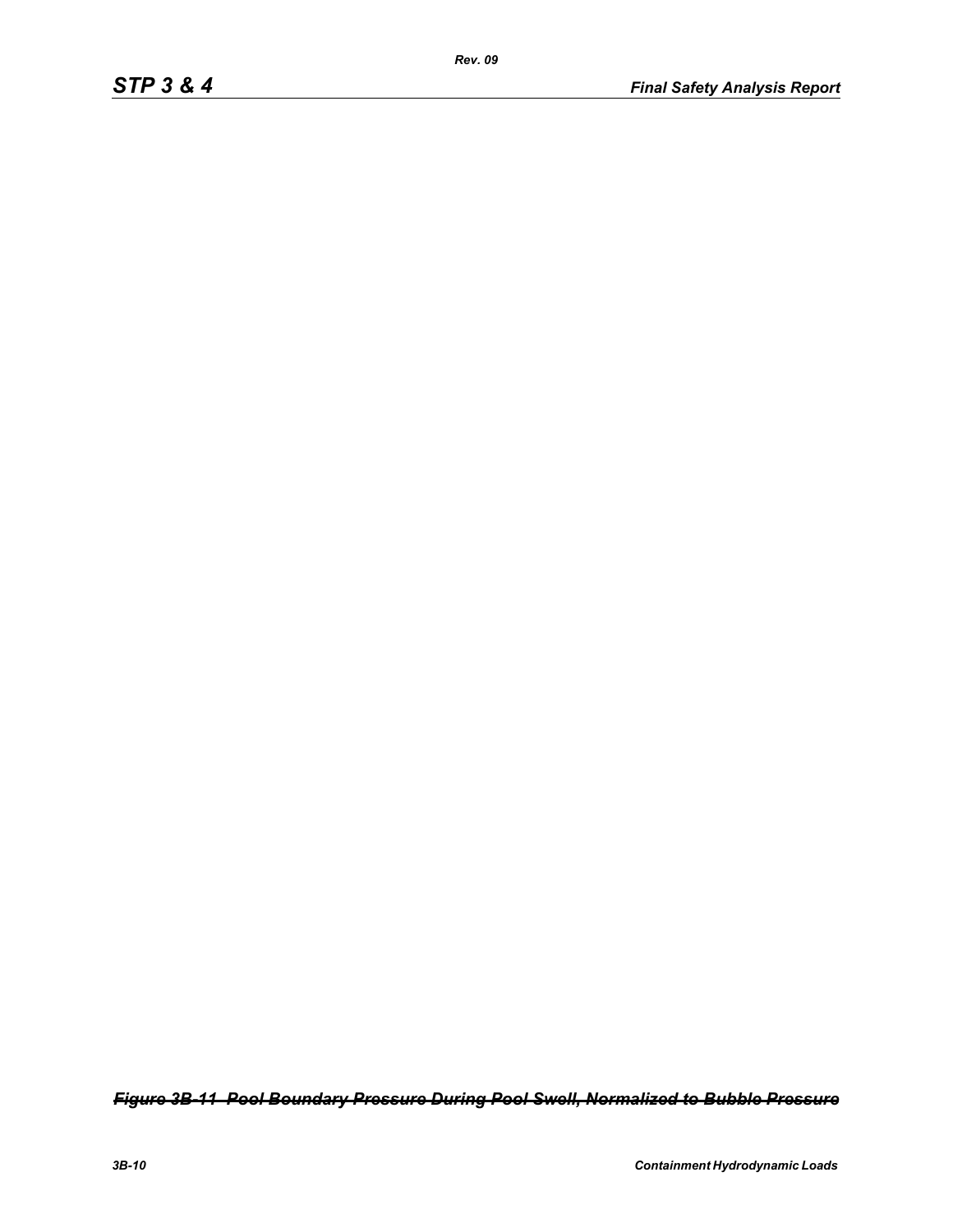~~*Figure 3B-11 Pool Boundary Pressure During Pool Swell, Normalized to Bubble Pressure*~~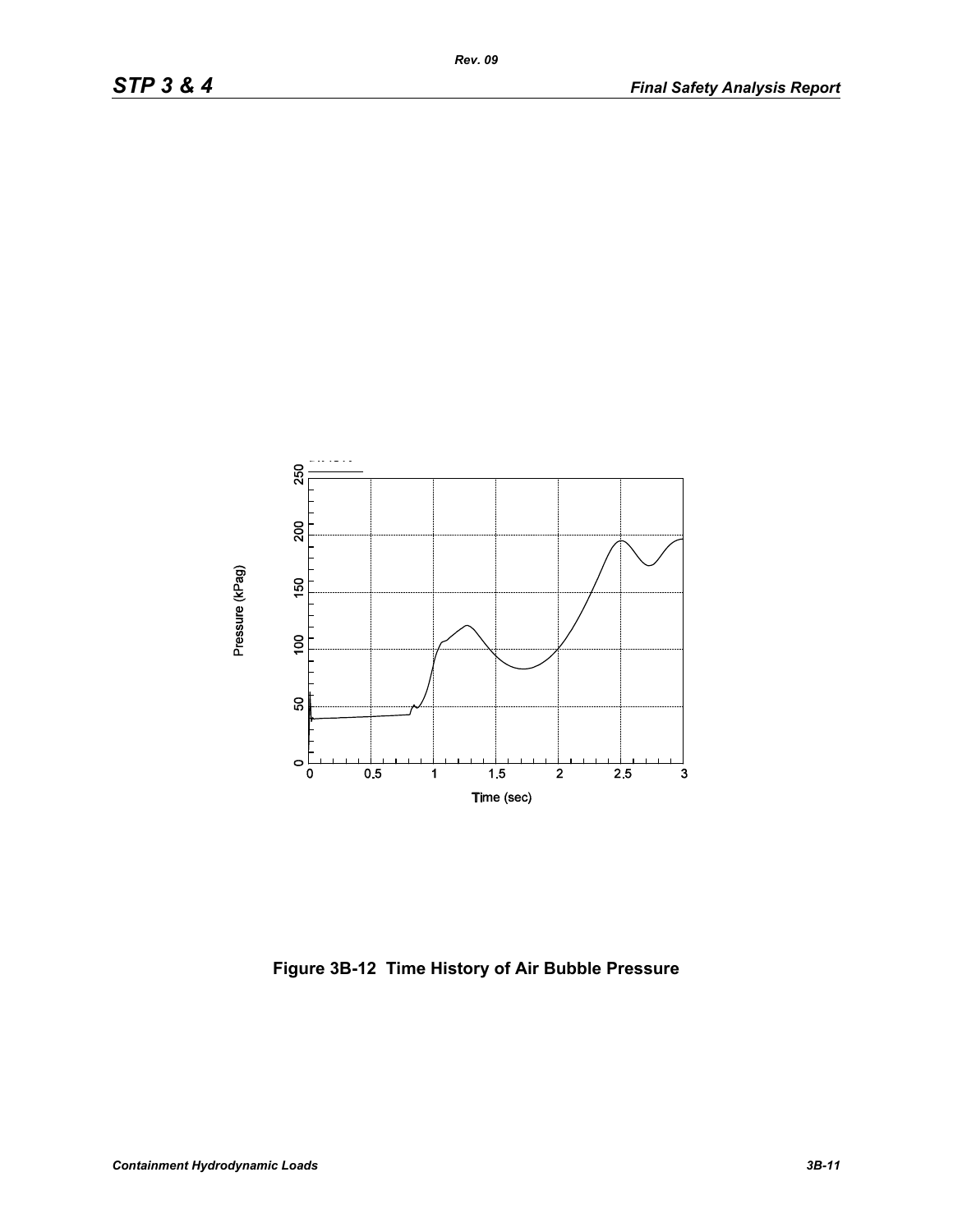Figure 3B-12 Time History of Air Bubble Pressure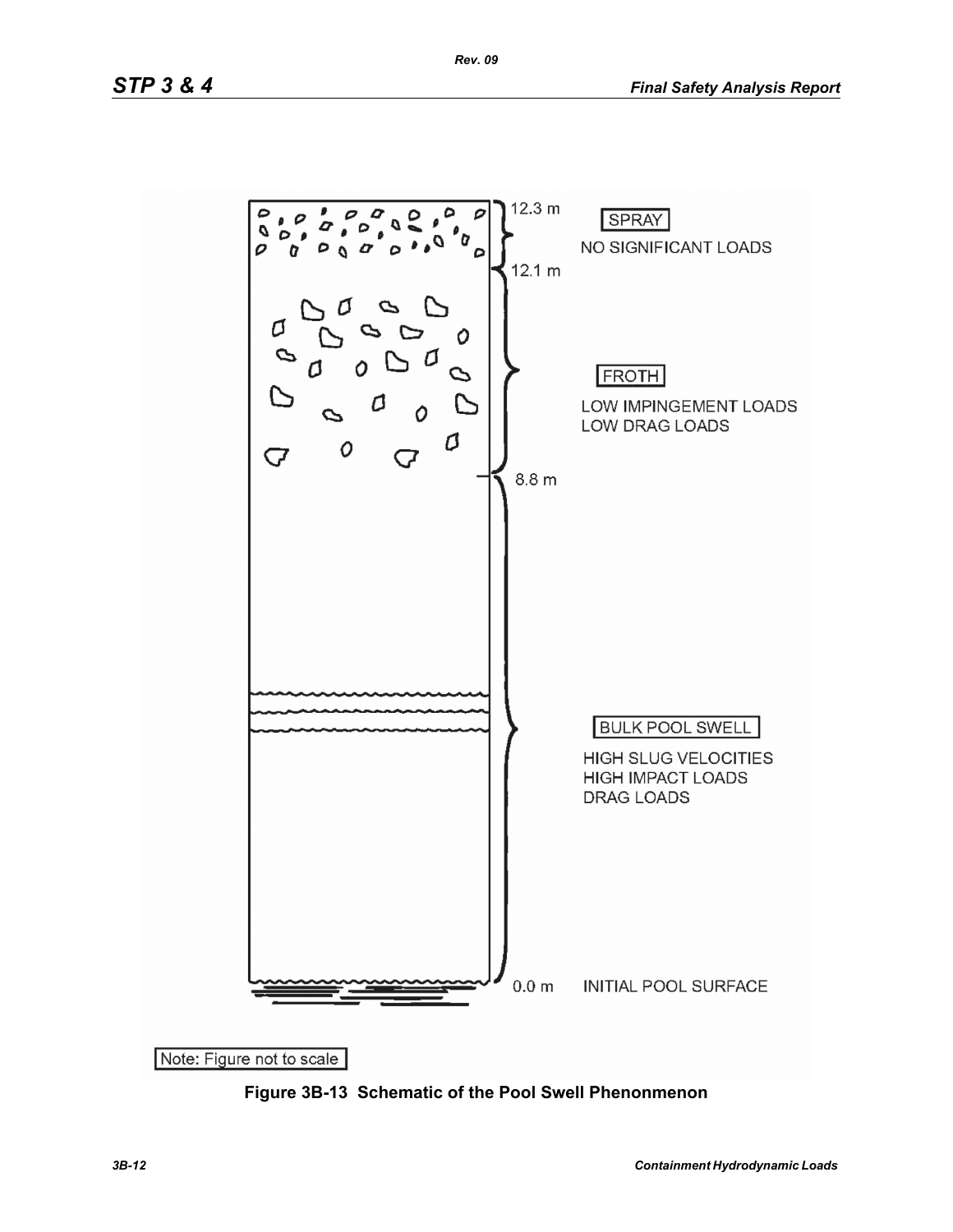12.3 m

SPRAY

NO SIGNIFICANT LOADS

12.1 m

FROTH

LOW IMPINGEMENT LOADS
LOW DRAG LOADS

8.8 m

BULK POOL SWELL

HIGH SLUG VELOCITIES
HIGH IMPACT LOADS
DRAG LOADS

0.0 m INITIAL POOL SURFACE

Note: Figure not to scale

**Figure 3B-13 Schematic of the Pool Swell Phenonmenon**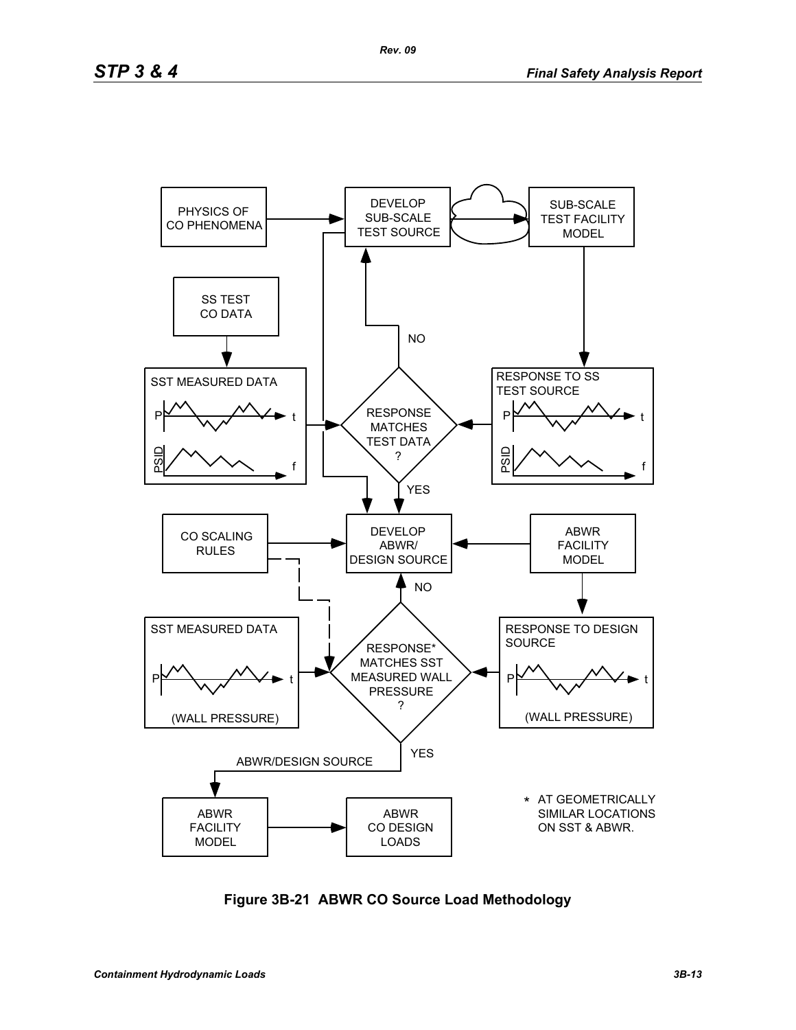PHYSICS OF CO PHENOMENA

DEVELOP SUB-SCALE TEST SOURCE

SUB-SCALE TEST FACILITY MODEL

SS TEST CO DATA

NO

SST MEASURED DATA

P t

PSID f

RESPONSE MATCHES TEST DATA ?

RESPONSE TO SS TEST SOURCE

P t

PSID f

YES

CO SCALING RULES

DEVELOP ABWR/ DESIGN SOURCE

ABWR FACILITY MODEL

NO

SST MEASURED DATA

P t

(WALL PRESSURE)

RESPONSE* MATCHES SST MEASURED WALL PRESSURE ?

RESPONSE TO DESIGN SOURCE

P t

(WALL PRESSURE)

YES

ABWR/DESIGN SOURCE

ABWR FACILITY MODEL

ABWR CO DESIGN LOADS

* AT GEOMETRICALLY SIMILAR LOCATIONS ON SST & ABWR.

**Figure 3B-21 ABWR CO Source Load Methodology**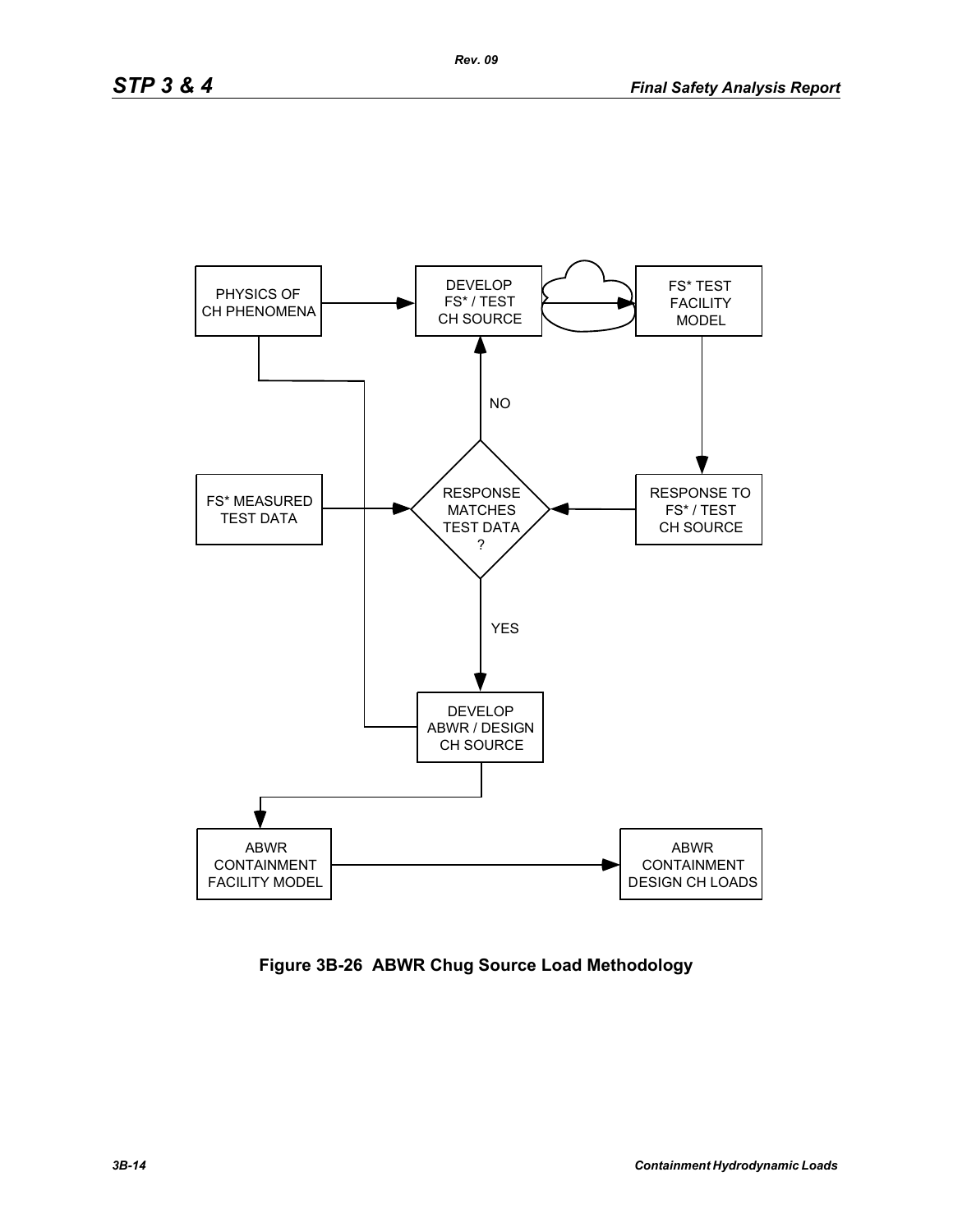PHYSICS OF CH PHENOMENA

DEVELOP FS* / TEST CH SOURCE

FS* TEST FACILITY MODEL

NO

FS* MEASURED TEST DATA

RESPONSE MATCHES TEST DATA ?

RESPONSE TO FS* / TEST CH SOURCE

YES

DEVELOP ABWR / DESIGN CH SOURCE

ABWR CONTAINMENT FACILITY MODEL

ABWR CONTAINMENT DESIGN CH LOADS

**Figure 3B-26 ABWR Chug Source Load Methodology**